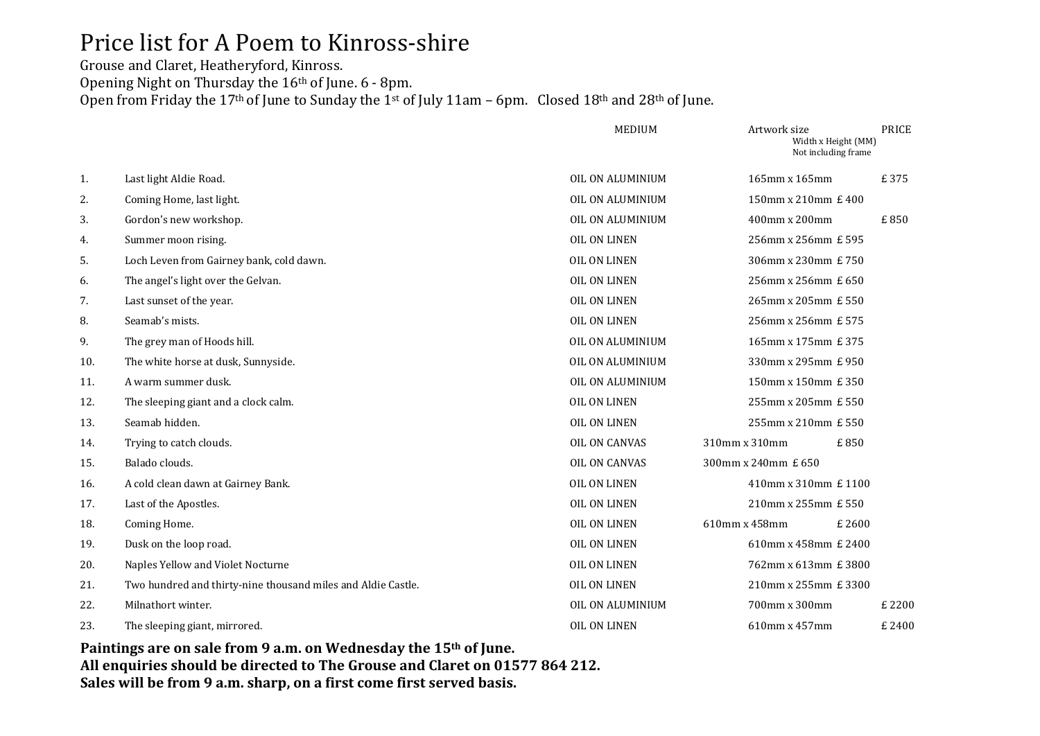# Price list for A Poem to Kinross-shire

Grouse and Claret, Heatheryford, Kinross.
Opening Night on Thursday the 16th of June. 6 - 8pm.
Open from Friday the 17th of June to Sunday the 1st of July 11am – 6pm. Closed 18th and 28th of June.

| | | MEDIUM | Artwork size<br>Width x Height (MM)<br>Not including frame | PRICE |
|---|---|---|---|---|
| 1. | Last light Aldie Road. | OIL ON ALUMINIUM | 165mm x 165mm | £ 375 |
| 2. | Coming Home, last light. | OIL ON ALUMINIUM | 150mm x 210mm | £ 400 |
| 3. | Gordon's new workshop. | OIL ON ALUMINIUM | 400mm x 200mm | £ 850 |
| 4. | Summer moon rising. | OIL ON LINEN | 256mm x 256mm | £ 595 |
| 5. | Loch Leven from Gairney bank, cold dawn. | OIL ON LINEN | 306mm x 230mm | £ 750 |
| 6. | The angel's light over the Gelvan. | OIL ON LINEN | 256mm x 256mm | £ 650 |
| 7. | Last sunset of the year. | OIL ON LINEN | 265mm x 205mm | £ 550 |
| 8. | Seamab's mists. | OIL ON LINEN | 256mm x 256mm | £ 575 |
| 9. | The grey man of Hoods hill. | OIL ON ALUMINIUM | 165mm x 175mm | £ 375 |
| 10. | The white horse at dusk, Sunnyside. | OIL ON ALUMINIUM | 330mm x 295mm | £ 950 |
| 11. | A warm summer dusk. | OIL ON ALUMINIUM | 150mm x 150mm | £ 350 |
| 12. | The sleeping giant and a clock calm. | OIL ON LINEN | 255mm x 205mm | £ 550 |
| 13. | Seamab hidden. | OIL ON LINEN | 255mm x 210mm | £ 550 |
| 14. | Trying to catch clouds. | OIL ON CANVAS | 310mm x 310mm | £ 850 |
| 15. | Balado clouds. | OIL ON CANVAS | 300mm x 240mm | £ 650 |
| 16. | A cold clean dawn at Gairney Bank. | OIL ON LINEN | 410mm x 310mm | £ 1100 |
| 17. | Last of the Apostles. | OIL ON LINEN | 210mm x 255mm | £ 550 |
| 18. | Coming Home. | OIL ON LINEN | 610mm x 458mm | £ 2600 |
| 19. | Dusk on the loop road. | OIL ON LINEN | 610mm x 458mm | £ 2400 |
| 20. | Naples Yellow and Violet Nocturne | OIL ON LINEN | 762mm x 613mm | £ 3800 |
| 21. | Two hundred and thirty-nine thousand miles and Aldie Castle. | OIL ON LINEN | 210mm x 255mm | £ 3300 |
| 22. | Milnathort winter. | OIL ON ALUMINIUM | 700mm x 300mm | £ 2200 |
| 23. | The sleeping giant, mirrored. | OIL ON LINEN | 610mm x 457mm | £ 2400 |

**Paintings are on sale from 9 a.m. on Wednesday the 15th of June.**
**All enquiries should be directed to The Grouse and Claret on 01577 864 212.**
**Sales will be from 9 a.m. sharp, on a first come first served basis.**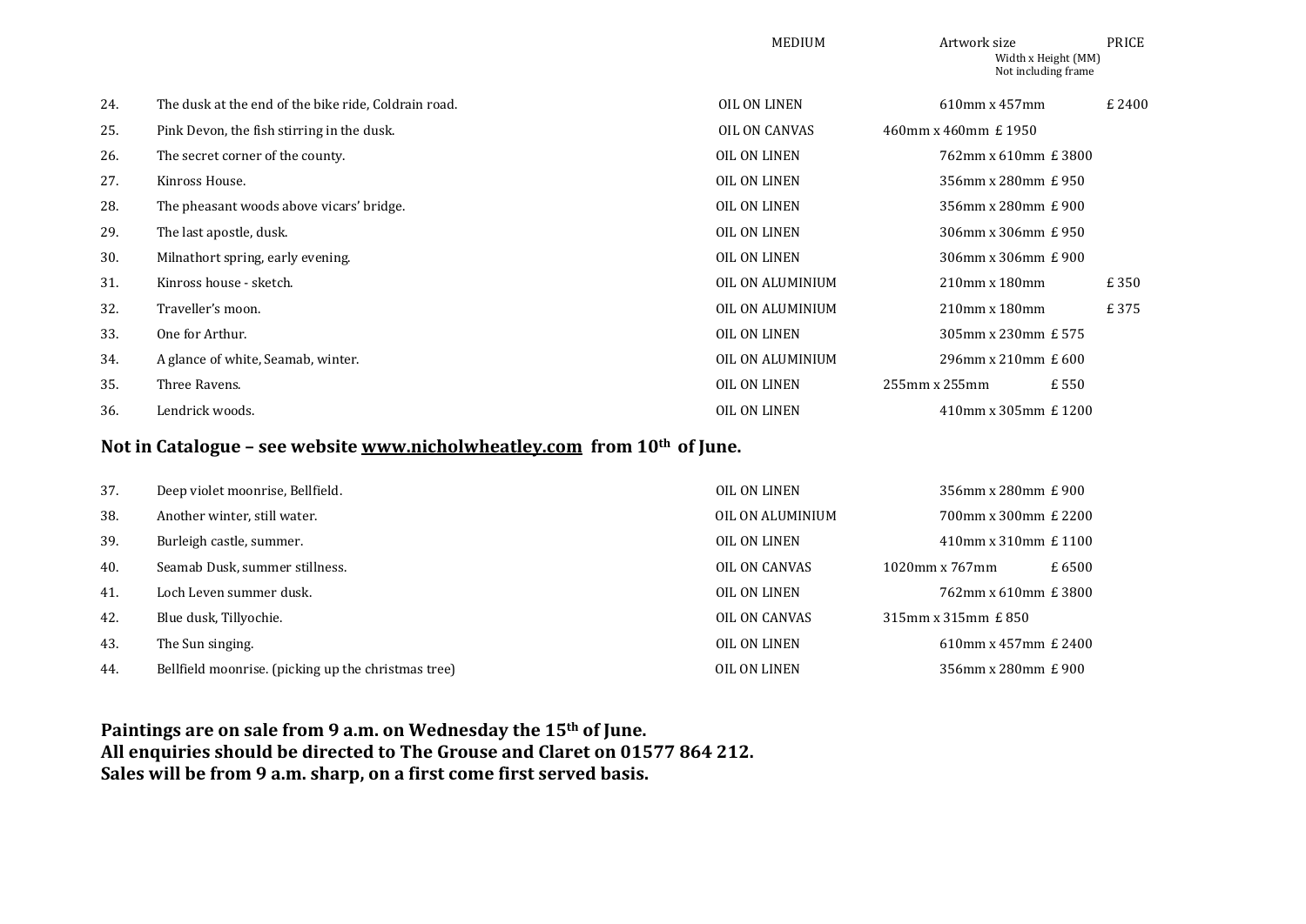| | | MEDIUM | Artwork size Width x Height (MM) Not including frame | PRICE |
|---|---|---|---|---|
| 24. | The dusk at the end of the bike ride, Coldrain road. | OIL ON LINEN | 610mm x 457mm | £ 2400 |
| 25. | Pink Devon, the fish stirring in the dusk. | OIL ON CANVAS | 460mm x 460mm | £ 1950 |
| 26. | The secret corner of the county. | OIL ON LINEN | 762mm x 610mm | £ 3800 |
| 27. | Kinross House. | OIL ON LINEN | 356mm x 280mm | £ 950 |
| 28. | The pheasant woods above vicars' bridge. | OIL ON LINEN | 356mm x 280mm | £ 900 |
| 29. | The last apostle, dusk. | OIL ON LINEN | 306mm x 306mm | £ 950 |
| 30. | Milnathort spring, early evening. | OIL ON LINEN | 306mm x 306mm | £ 900 |
| 31. | Kinross house - sketch. | OIL ON ALUMINIUM | 210mm x 180mm | £ 350 |
| 32. | Traveller's moon. | OIL ON ALUMINIUM | 210mm x 180mm | £ 375 |
| 33. | One for Arthur. | OIL ON LINEN | 305mm x 230mm | £ 575 |
| 34. | A glance of white, Seamab, winter. | OIL ON ALUMINIUM | 296mm x 210mm | £ 600 |
| 35. | Three Ravens. | OIL ON LINEN | 255mm x 255mm | £ 550 |
| 36. | Lendrick woods. | OIL ON LINEN | 410mm x 305mm | £ 1200 |

**Not in Catalogue – see website <u>www.nicholwheatley.com</u> from 10th of June.**

| | | | | |
|---|---|---|---|---|
| 37. | Deep violet moonrise, Bellfield. | OIL ON LINEN | 356mm x 280mm | £ 900 |
| 38. | Another winter, still water. | OIL ON ALUMINIUM | 700mm x 300mm | £ 2200 |
| 39. | Burleigh castle, summer. | OIL ON LINEN | 410mm x 310mm | £ 1100 |
| 40. | Seamab Dusk, summer stillness. | OIL ON CANVAS | 1020mm x 767mm | £ 6500 |
| 41. | Loch Leven summer dusk. | OIL ON LINEN | 762mm x 610mm | £ 3800 |
| 42. | Blue dusk, Tillyochie. | OIL ON CANVAS | 315mm x 315mm | £ 850 |
| 43. | The Sun singing. | OIL ON LINEN | 610mm x 457mm | £ 2400 |
| 44. | Bellfield moonrise. (picking up the christmas tree) | OIL ON LINEN | 356mm x 280mm | £ 900 |

**Paintings are on sale from 9 a.m. on Wednesday the 15th of June.**
**All enquiries should be directed to The Grouse and Claret on 01577 864 212.**
**Sales will be from 9 a.m. sharp, on a first come first served basis.**